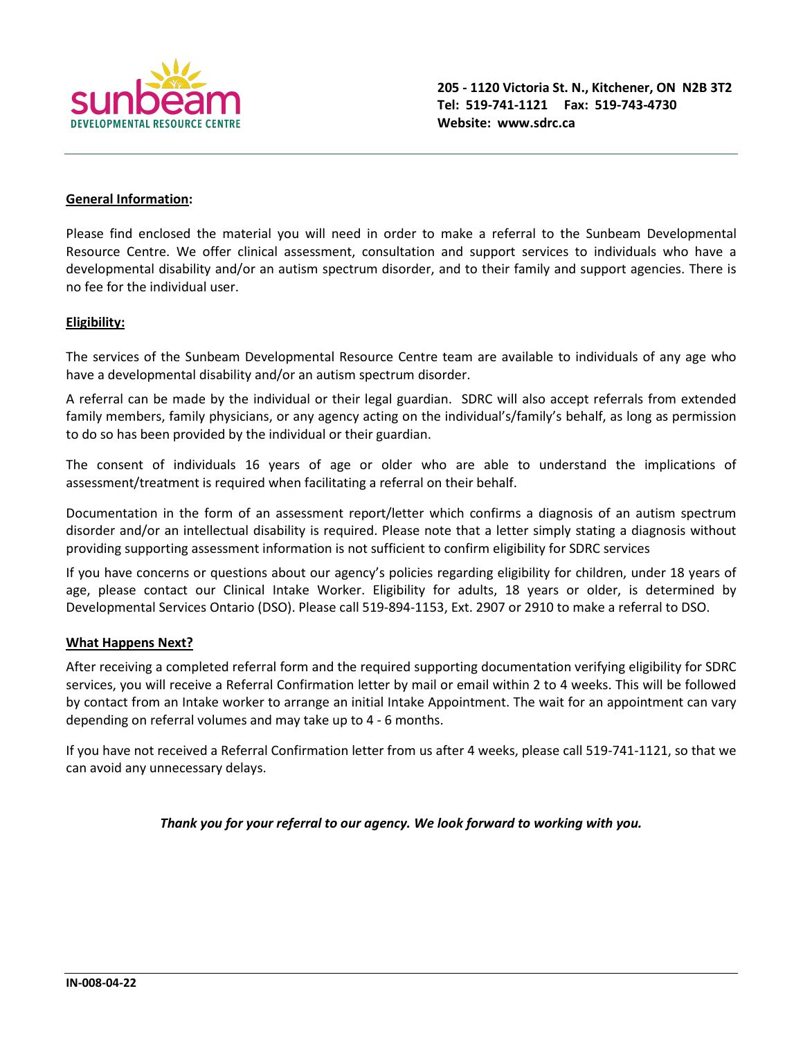**sunbeam**
**DEVELOPMENTAL RESOURCE CENTRE**

**205 - 1120 Victoria St. N., Kitchener, ON N2B 3T2**
**Tel: 519-741-1121 Fax: 519-743-4730**
**Website: www.sdrc.ca**

## General Information:

Please find enclosed the material you will need in order to make a referral to the Sunbeam Developmental Resource Centre. We offer clinical assessment, consultation and support services to individuals who have a developmental disability and/or an autism spectrum disorder, and to their family and support agencies. There is no fee for the individual user.

## Eligibility:

The services of the Sunbeam Developmental Resource Centre team are available to individuals of any age who have a developmental disability and/or an autism spectrum disorder.

A referral can be made by the individual or their legal guardian. SDRC will also accept referrals from extended family members, family physicians, or any agency acting on the individual's/family's behalf, as long as permission to do so has been provided by the individual or their guardian.

The consent of individuals 16 years of age or older who are able to understand the implications of assessment/treatment is required when facilitating a referral on their behalf.

Documentation in the form of an assessment report/letter which confirms a diagnosis of an autism spectrum disorder and/or an intellectual disability is required. Please note that a letter simply stating a diagnosis without providing supporting assessment information is not sufficient to confirm eligibility for SDRC services

If you have concerns or questions about our agency's policies regarding eligibility for children, under 18 years of age, please contact our Clinical Intake Worker. Eligibility for adults, 18 years or older, is determined by Developmental Services Ontario (DSO). Please call 519-894-1153, Ext. 2907 or 2910 to make a referral to DSO.

## What Happens Next?

After receiving a completed referral form and the required supporting documentation verifying eligibility for SDRC services, you will receive a Referral Confirmation letter by mail or email within 2 to 4 weeks. This will be followed by contact from an Intake worker to arrange an initial Intake Appointment. The wait for an appointment can vary depending on referral volumes and may take up to 4 - 6 months.

If you have not received a Referral Confirmation letter from us after 4 weeks, please call 519-741-1121, so that we can avoid any unnecessary delays.

***Thank you for your referral to our agency. We look forward to working with you.***

**IN-008-04-22**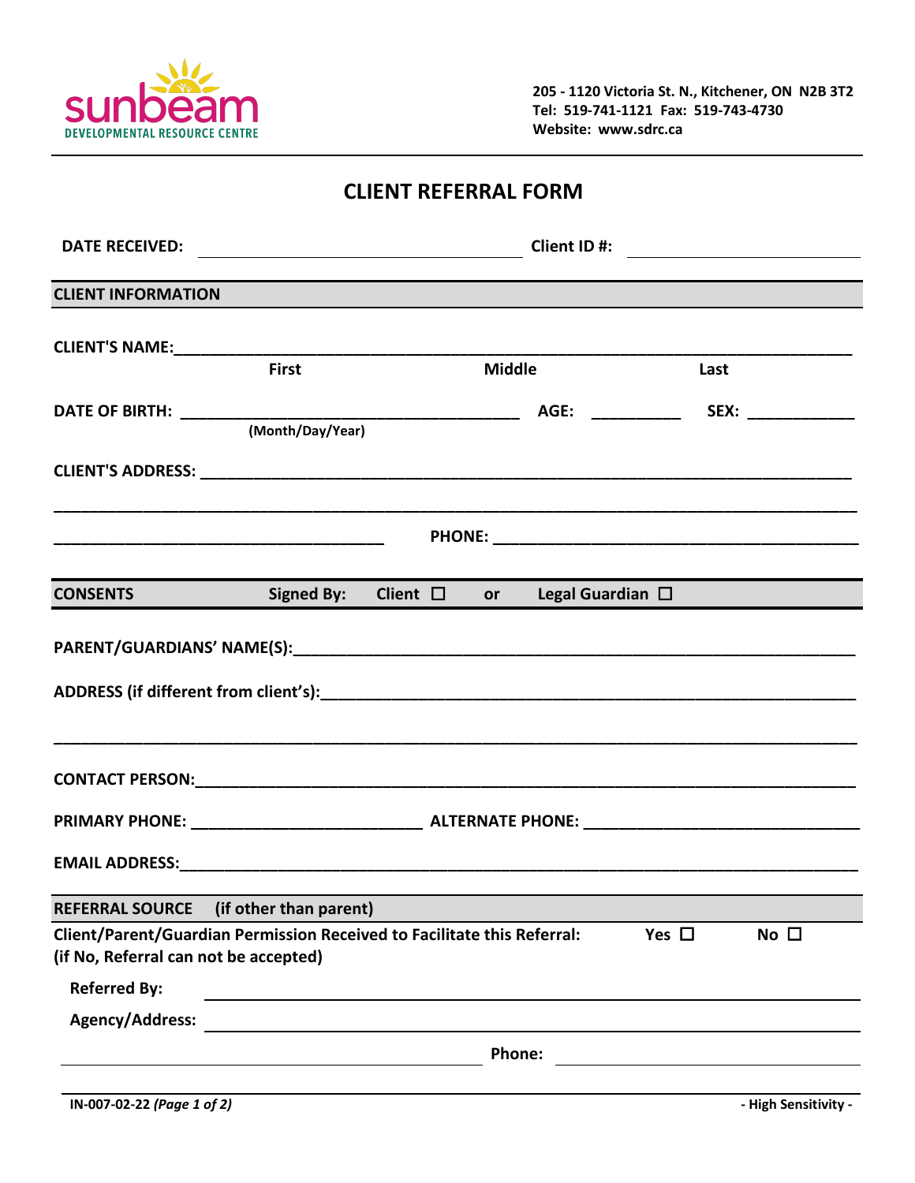sunbeam
DEVELOPMENTAL RESOURCE CENTRE

**205 - 1120 Victoria St. N., Kitchener, ON N2B 3T2**
**Tel: 519-741-1121 Fax: 519-743-4730**
**Website: www.sdrc.ca**

# CLIENT REFERRAL FORM

**DATE RECEIVED:** ______________________________ **Client ID #:** ______________________

## CLIENT INFORMATION

**CLIENT'S NAME:** ____________________________________________________________
**First** **Middle** **Last**

**DATE OF BIRTH:** ______________________________ **AGE:** __________ **SEX:** ____________
**(Month/Day/Year)**

**CLIENT'S ADDRESS:** __________________________________________________________

______________________________________________________________________________

______________________________ **PHONE:** ______________________________________

## CONSENTS **Signed By: Client ☐ or Legal Guardian ☐**

**PARENT/GUARDIANS' NAME(S):** ___________________________________________________

**ADDRESS (if different from client's):** ____________________________________________

______________________________________________________________________________

**CONTACT PERSON:** __________________________________________________________

**PRIMARY PHONE:** ________________________ **ALTERNATE PHONE:** __________________________

**EMAIL ADDRESS:** ___________________________________________________________

## REFERRAL SOURCE (if other than parent)

**Client/Parent/Guardian Permission Received to Facilitate this Referral:** **Yes ☐** **No ☐**
**(if No, Referral can not be accepted)**

**Referred By:** ______________________________________________________________

**Agency/Address:** ___________________________________________________________

______________________________ **Phone:** ______________________________________

**IN-007-02-22** ***(Page 1 of 2)*** **- High Sensitivity -**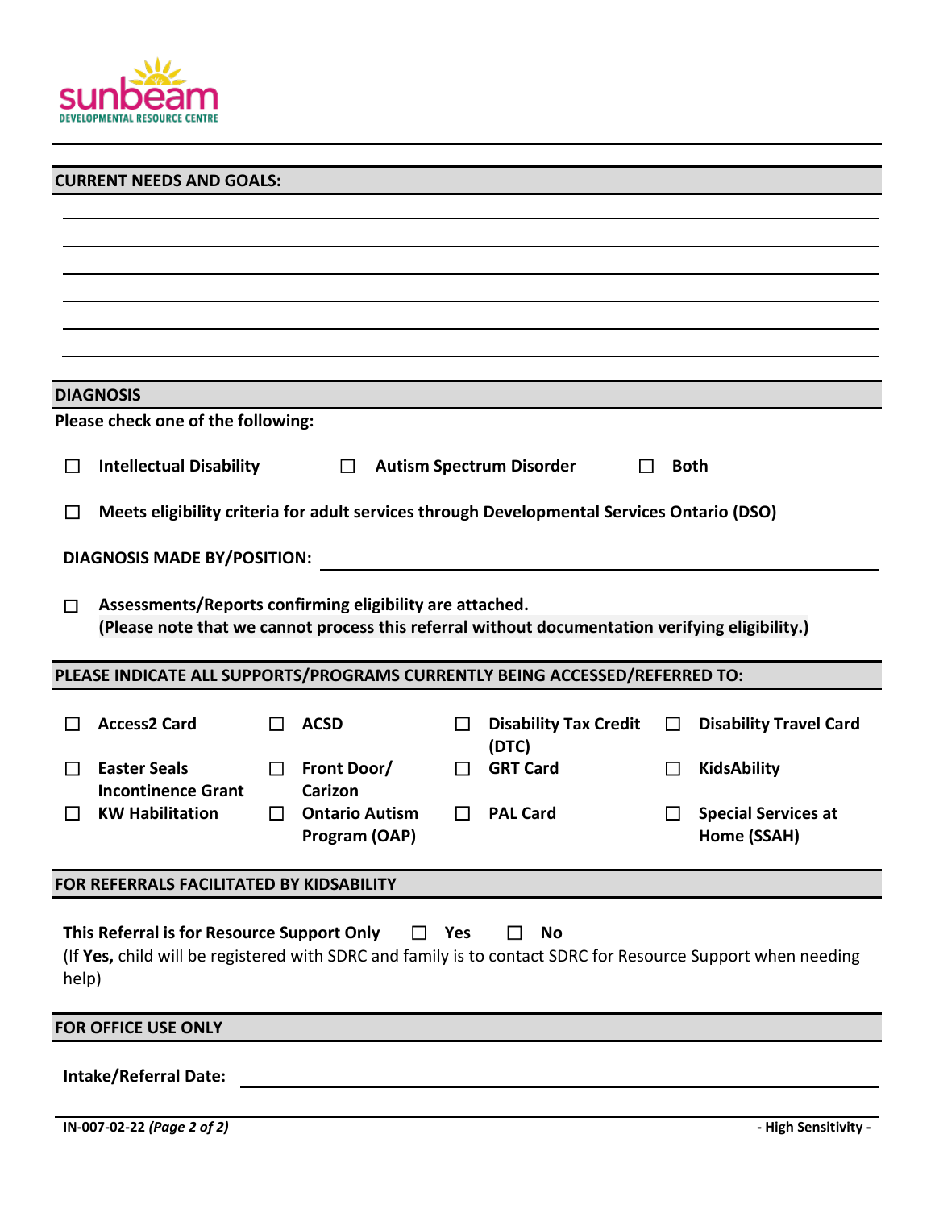## CURRENT NEEDS AND GOALS:

## DIAGNOSIS

**Please check one of the following:**

☐ **Intellectual Disability** ☐ **Autism Spectrum Disorder** ☐ **Both**

☐ **Meets eligibility criteria for adult services through Developmental Services Ontario (DSO)**

**DIAGNOSIS MADE BY/POSITION:** \_\_\_\_\_\_\_\_\_\_\_\_\_\_\_\_\_\_\_\_

☐ **Assessments/Reports confirming eligibility are attached.**
**(Please note that we cannot process this referral without documentation verifying eligibility.)**

## PLEASE INDICATE ALL SUPPORTS/PROGRAMS CURRENTLY BEING ACCESSED/REFERRED TO:

| | | | |
|---|---|---|---|
| ☐ **Access2 Card** | ☐ **ACSD** | ☐ **Disability Tax Credit (DTC)** | ☐ **Disability Travel Card** |
| ☐ **Easter Seals Incontinence Grant** | ☐ **Front Door/ Carizon** | ☐ **GRT Card** | ☐ **KidsAbility** |
| ☐ **KW Habilitation** | ☐ **Ontario Autism Program (OAP)** | ☐ **PAL Card** | ☐ **Special Services at Home (SSAH)** |

## FOR REFERRALS FACILITATED BY KIDSABILITY

**This Referral is for Resource Support Only** ☐ **Yes** ☐ **No**
(If **Yes,** child will be registered with SDRC and family is to contact SDRC for Resource Support when needing help)

## FOR OFFICE USE ONLY

**Intake/Referral Date:** \_\_\_\_\_\_\_\_\_\_\_\_\_\_\_\_\_\_\_\_

**IN-007-02-22** ***(Page 2 of 2)*** **- High Sensitivity -**